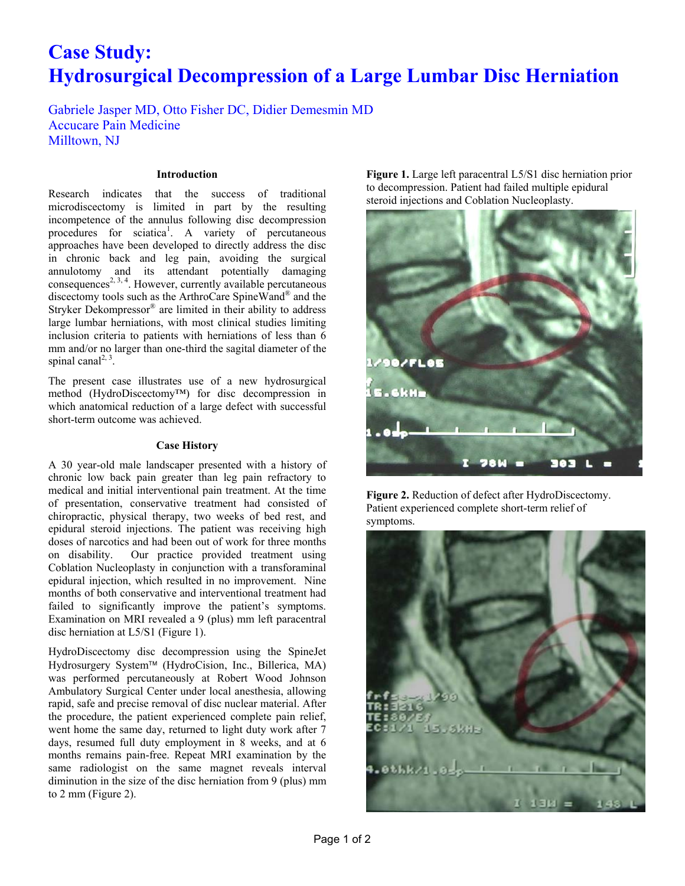# Case Study:
# Hydrosurgical Decompression of a Large Lumbar Disc Herniation

Gabriele Jasper MD, Otto Fisher DC, Didier Demesmin MD
Accucare Pain Medicine
Milltown, NJ

## Introduction

Research indicates that the success of traditional microdiscectomy is limited in part by the resulting incompetence of the annulus following disc decompression procedures for sciatica[1]. A variety of percutaneous approaches have been developed to directly address the disc in chronic back and leg pain, avoiding the surgical annulotomy and its attendant potentially damaging consequences[2, 3, 4]. However, currently available percutaneous discectomy tools such as the ArthroCare SpineWand® and the Stryker Dekompressor® are limited in their ability to address large lumbar herniations, with most clinical studies limiting inclusion criteria to patients with herniations of less than 6 mm and/or no larger than one-third the sagittal diameter of the spinal canal[2, 3].

The present case illustrates use of a new hydrosurgical method (HydroDiscectomy™) for disc decompression in which anatomical reduction of a large defect with successful short-term outcome was achieved.

## Case History

A 30 year-old male landscaper presented with a history of chronic low back pain greater than leg pain refractory to medical and initial interventional pain treatment. At the time of presentation, conservative treatment had consisted of chiropractic, physical therapy, two weeks of bed rest, and epidural steroid injections. The patient was receiving high doses of narcotics and had been out of work for three months on disability. Our practice provided treatment using Coblation Nucleoplasty in conjunction with a transforaminal epidural injection, which resulted in no improvement. Nine months of both conservative and interventional treatment had failed to significantly improve the patient's symptoms. Examination on MRI revealed a 9 (plus) mm left paracentral disc herniation at L5/S1 (Figure 1).

HydroDiscectomy disc decompression using the SpineJet Hydrosurgery System™ (HydroCision, Inc., Billerica, MA) was performed percutaneously at Robert Wood Johnson Ambulatory Surgical Center under local anesthesia, allowing rapid, safe and precise removal of disc nuclear material. After the procedure, the patient experienced complete pain relief, went home the same day, returned to light duty work after 7 days, resumed full duty employment in 8 weeks, and at 6 months remains pain-free. Repeat MRI examination by the same radiologist on the same magnet reveals interval diminution in the size of the disc herniation from 9 (plus) mm to 2 mm (Figure 2).

**Figure 1.** Large left paracentral L5/S1 disc herniation prior to decompression. Patient had failed multiple epidural steroid injections and Coblation Nucleoplasty.

**Figure 2.** Reduction of defect after HydroDiscectomy. Patient experienced complete short-term relief of symptoms.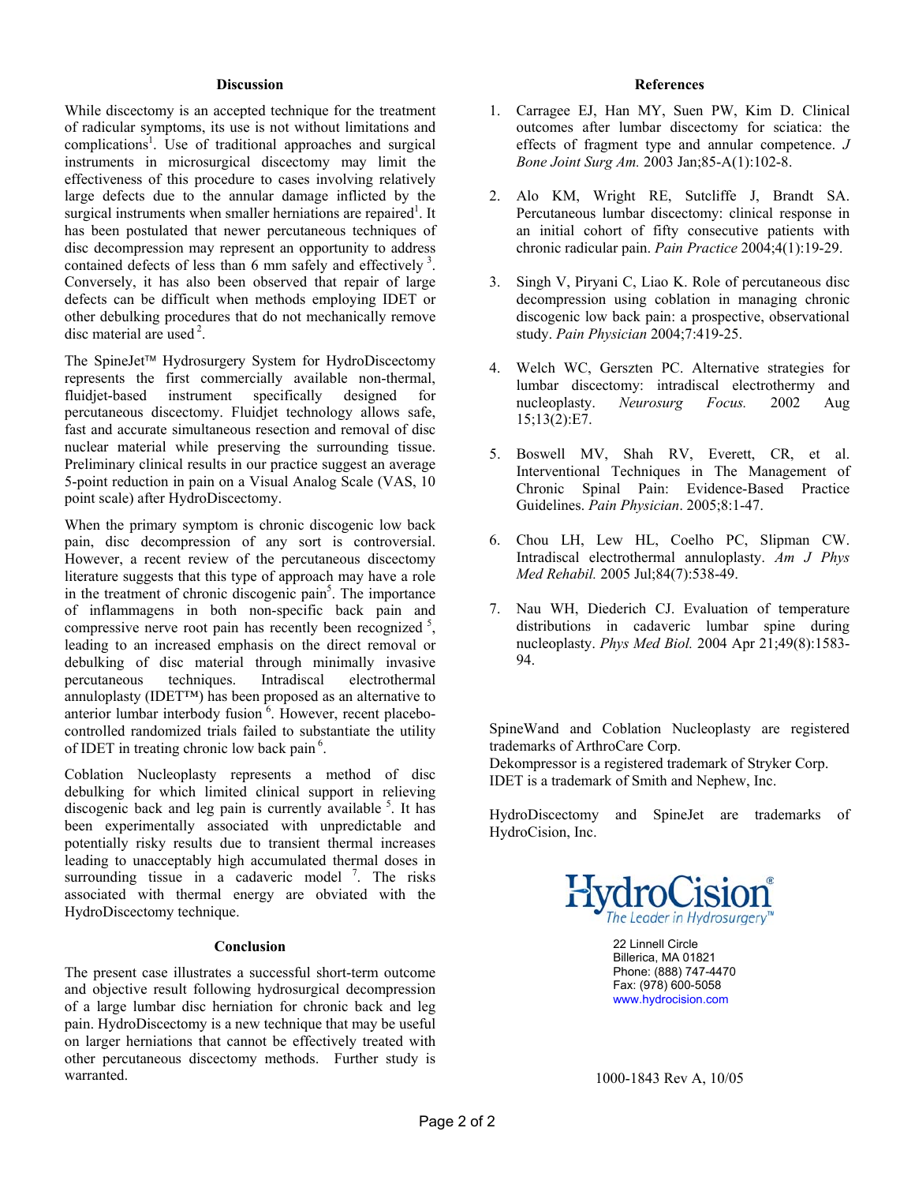## Discussion

While discectomy is an accepted technique for the treatment of radicular symptoms, its use is not without limitations and complications[1]. Use of traditional approaches and surgical instruments in microsurgical discectomy may limit the effectiveness of this procedure to cases involving relatively large defects due to the annular damage inflicted by the surgical instruments when smaller herniations are repaired[1]. It has been postulated that newer percutaneous techniques of disc decompression may represent an opportunity to address contained defects of less than 6 mm safely and effectively [3]. Conversely, it has also been observed that repair of large defects can be difficult when methods employing IDET or other debulking procedures that do not mechanically remove disc material are used [2].

The SpineJet™ Hydrosurgery System for HydroDiscectomy represents the first commercially available non-thermal, fluidjet-based instrument specifically designed for percutaneous discectomy. Fluidjet technology allows safe, fast and accurate simultaneous resection and removal of disc nuclear material while preserving the surrounding tissue. Preliminary clinical results in our practice suggest an average 5-point reduction in pain on a Visual Analog Scale (VAS, 10 point scale) after HydroDiscectomy.

When the primary symptom is chronic discogenic low back pain, disc decompression of any sort is controversial. However, a recent review of the percutaneous discectomy literature suggests that this type of approach may have a role in the treatment of chronic discogenic pain[5]. The importance of inflammagens in both non-specific back pain and compressive nerve root pain has recently been recognized [5], leading to an increased emphasis on the direct removal or debulking of disc material through minimally invasive percutaneous techniques. Intradiscal electrothermal annuloplasty (IDET™) has been proposed as an alternative to anterior lumbar interbody fusion [6]. However, recent placebo-controlled randomized trials failed to substantiate the utility of IDET in treating chronic low back pain [6].

Coblation Nucleoplasty represents a method of disc debulking for which limited clinical support in relieving discogenic back and leg pain is currently available [5]. It has been experimentally associated with unpredictable and potentially risky results due to transient thermal increases leading to unacceptably high accumulated thermal doses in surrounding tissue in a cadaveric model [7]. The risks associated with thermal energy are obviated with the HydroDiscectomy technique.

## Conclusion

The present case illustrates a successful short-term outcome and objective result following hydrosurgical decompression of a large lumbar disc herniation for chronic back and leg pain. HydroDiscectomy is a new technique that may be useful on larger herniations that cannot be effectively treated with other percutaneous discectomy methods. Further study is warranted.

## References

1. Carragee EJ, Han MY, Suen PW, Kim D. Clinical outcomes after lumbar discectomy for sciatica: the effects of fragment type and annular competence. *J Bone Joint Surg Am.* 2003 Jan;85-A(1):102-8.

2. Alo KM, Wright RE, Sutcliffe J, Brandt SA. Percutaneous lumbar discectomy: clinical response in an initial cohort of fifty consecutive patients with chronic radicular pain. *Pain Practice* 2004;4(1):19-29.

3. Singh V, Piryani C, Liao K. Role of percutaneous disc decompression using coblation in managing chronic discogenic low back pain: a prospective, observational study. *Pain Physician* 2004;7:419-25.

4. Welch WC, Gerszten PC. Alternative strategies for lumbar discectomy: intradiscal electrothermy and nucleoplasty. *Neurosurg Focus.* 2002 Aug 15;13(2):E7.

5. Boswell MV, Shah RV, Everett, CR, et al. Interventional Techniques in The Management of Chronic Spinal Pain: Evidence-Based Practice Guidelines. *Pain Physician*. 2005;8:1-47.

6. Chou LH, Lew HL, Coelho PC, Slipman CW. Intradiscal electrothermal annuloplasty. *Am J Phys Med Rehabil.* 2005 Jul;84(7):538-49.

7. Nau WH, Diederich CJ. Evaluation of temperature distributions in cadaveric lumbar spine during nucleoplasty. *Phys Med Biol.* 2004 Apr 21;49(8):1583-94.

SpineWand and Coblation Nucleoplasty are registered trademarks of ArthroCare Corp.
Dekompressor is a registered trademark of Stryker Corp.
IDET is a trademark of Smith and Nephew, Inc.

HydroDiscectomy and SpineJet are trademarks of HydroCision, Inc.

HydroCision®
The Leader in Hydrosurgery™

22 Linnell Circle
Billerica, MA 01821
Phone: (888) 747-4470
Fax: (978) 600-5058
www.hydrocision.com

1000-1843 Rev A, 10/05